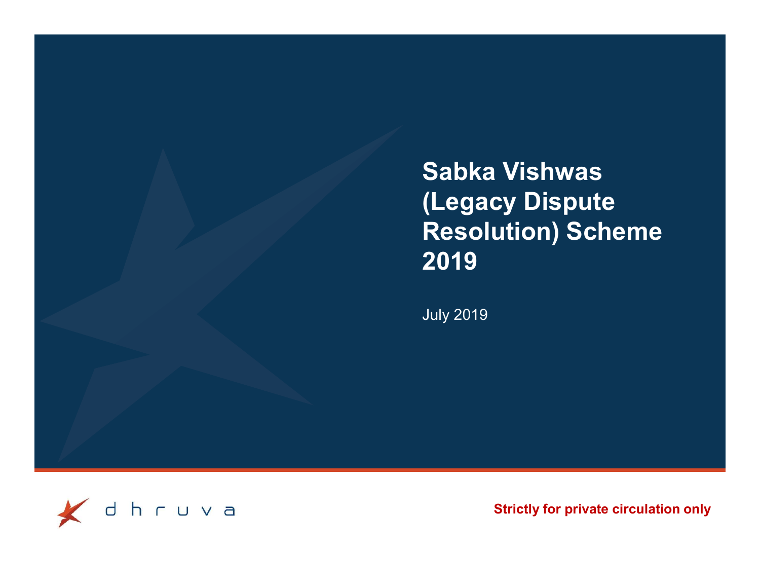# Sabka Vishwas (Legacy Dispute Resolution) Scheme 2019

July 2019

dhruva

**Strictly for private circulation only**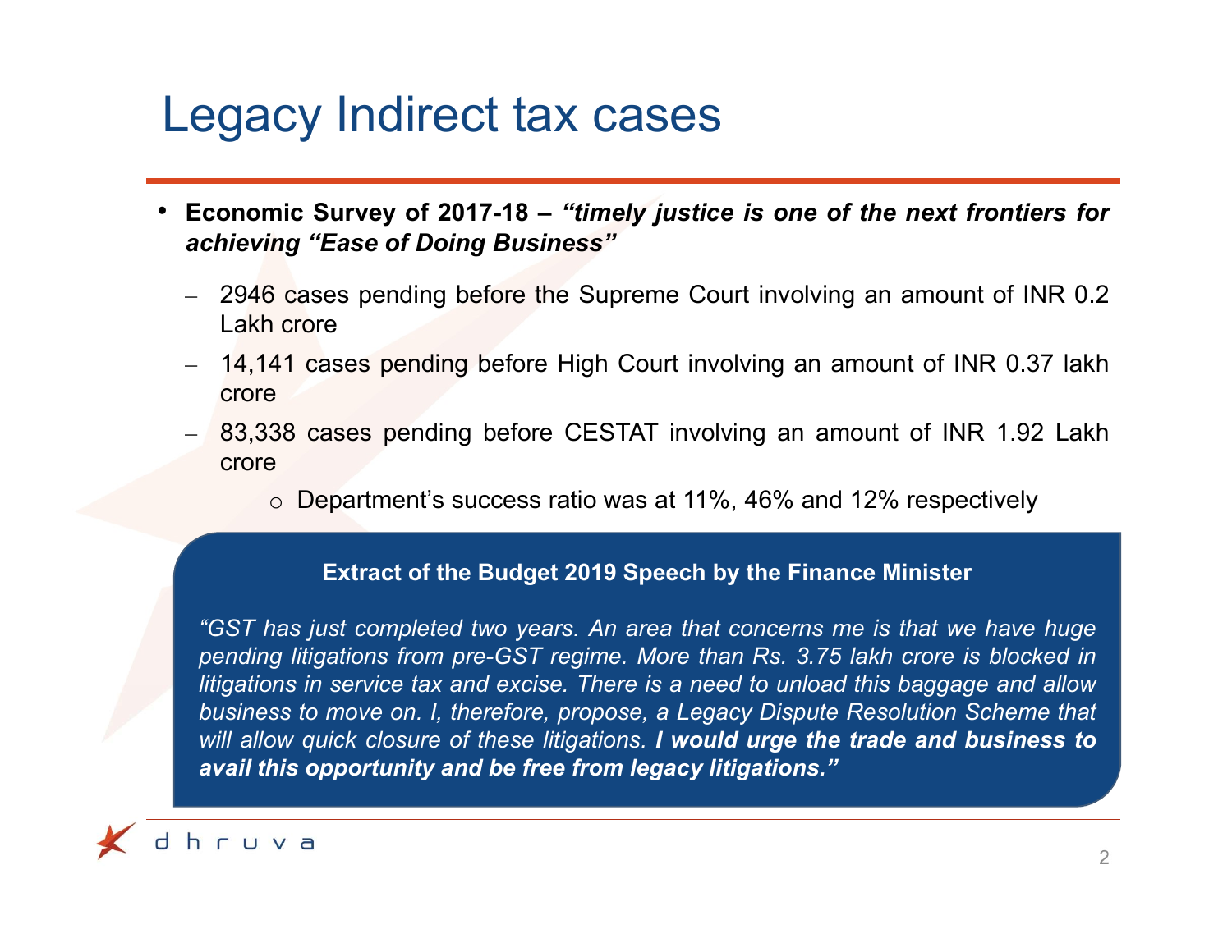# Legacy Indirect tax cases

- **Economic Survey of 2017-18 – *"timely justice is one of the next frontiers for achieving "Ease of Doing Business"***
  - 2946 cases pending before the Supreme Court involving an amount of INR 0.2 Lakh crore
  - 14,141 cases pending before High Court involving an amount of INR 0.37 lakh crore
  - 83,338 cases pending before CESTAT involving an amount of INR 1.92 Lakh crore
    - Department's success ratio was at 11%, 46% and 12% respectively

**Extract of the Budget 2019 Speech by the Finance Minister**

*"GST has just completed two years. An area that concerns me is that we have huge pending litigations from pre-GST regime. More than Rs. 3.75 lakh crore is blocked in litigations in service tax and excise. There is a need to unload this baggage and allow business to move on. I, therefore, propose, a Legacy Dispute Resolution Scheme that will allow quick closure of these litigations.* ***I would urge the trade and business to avail this opportunity and be free from legacy litigations."***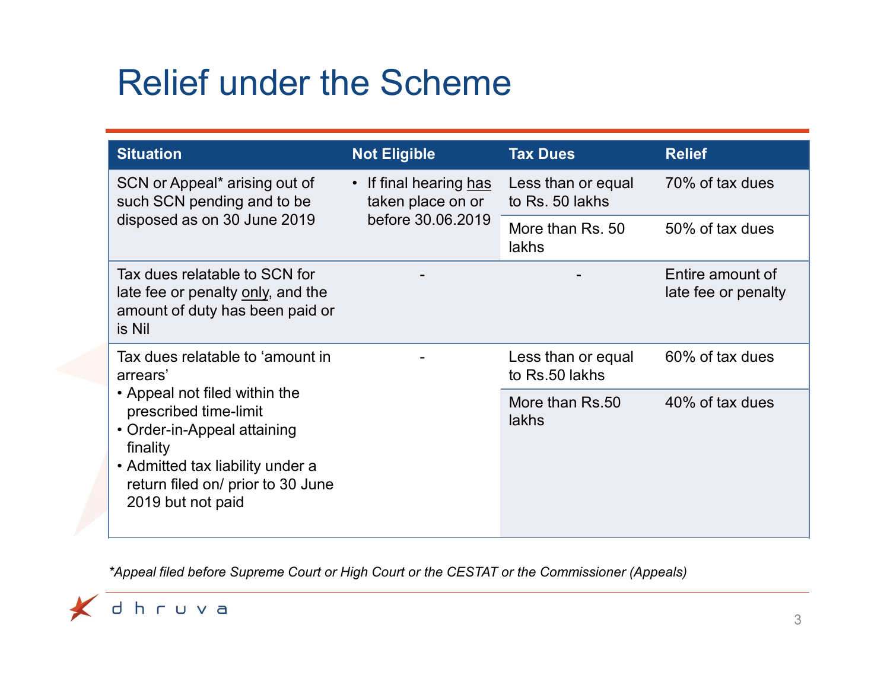# Relief under the Scheme

| Situation | Not Eligible | Tax Dues | Relief |
|---|---|---|---|
| SCN or Appeal* arising out of such SCN pending and to be disposed as on 30 June 2019 | • If final hearing has taken place on or before 30.06.2019 | Less than or equal to Rs. 50 lakhs | 70% of tax dues |
| | | More than Rs. 50 lakhs | 50% of tax dues |
| Tax dues relatable to SCN for late fee or penalty only, and the amount of duty has been paid or is Nil | - | - | Entire amount of late fee or penalty |
| Tax dues relatable to 'amount in arrears'<br>• Appeal not filed within the prescribed time-limit<br>• Order-in-Appeal attaining finality<br>• Admitted tax liability under a return filed on/ prior to 30 June 2019 but not paid | - | Less than or equal to Rs.50 lakhs | 60% of tax dues |
| | | More than Rs.50 lakhs | 40% of tax dues |

*Appeal filed before Supreme Court or High Court or the CESTAT or the Commissioner (Appeals)*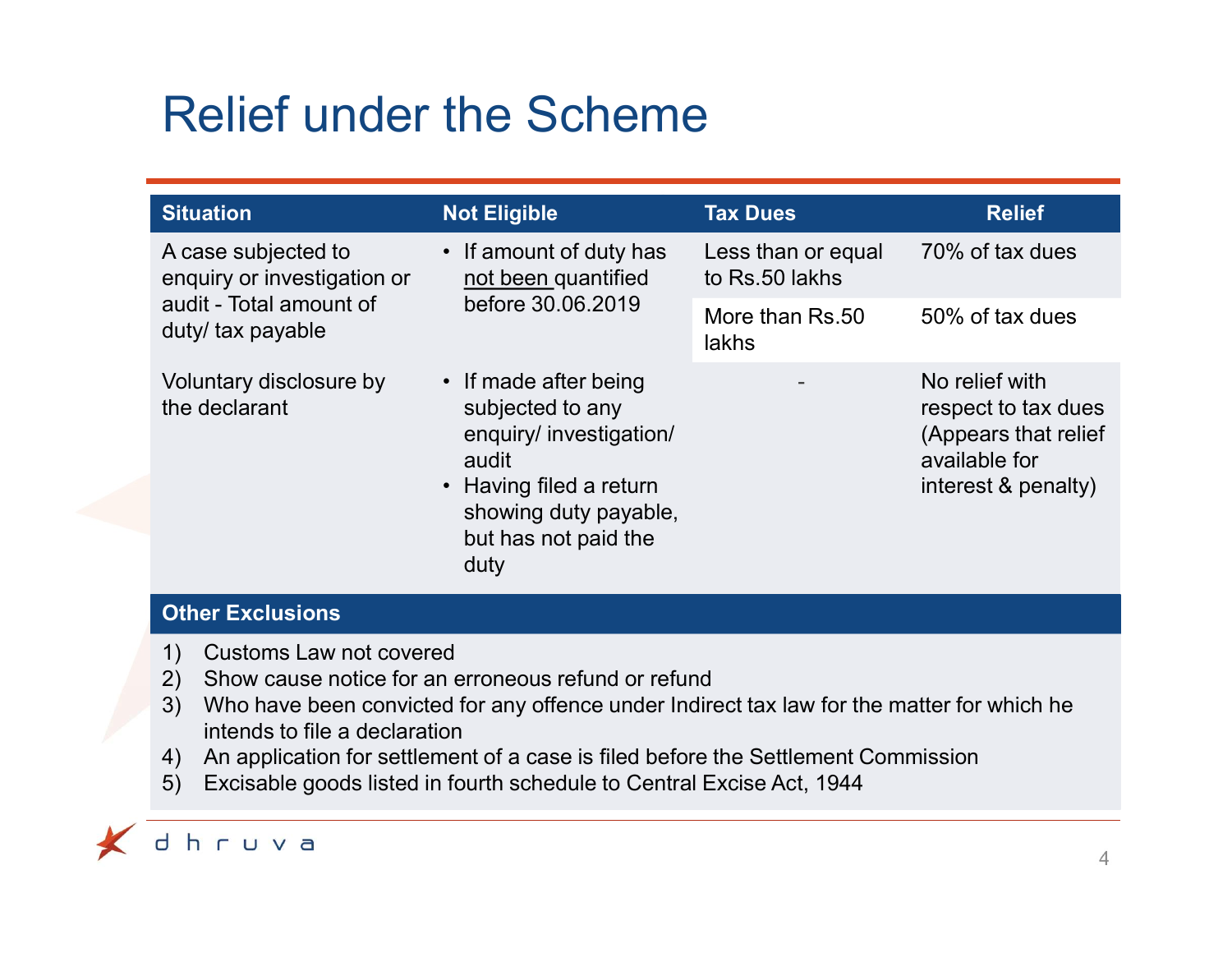# Relief under the Scheme

| Situation | Not Eligible | Tax Dues | Relief |
|---|---|---|---|
| A case subjected to enquiry or investigation or audit - Total amount of duty/ tax payable | • If amount of duty has not been quantified before 30.06.2019 | Less than or equal to Rs.50 lakhs | 70% of tax dues |
| | | More than Rs.50 lakhs | 50% of tax dues |
| Voluntary disclosure by the declarant | • If made after being subjected to any enquiry/ investigation/ audit<br>• Having filed a return showing duty payable, but has not paid the duty | - | No relief with respect to tax dues (Appears that relief available for interest & penalty) |

**Other Exclusions**

1) Customs Law not covered
2) Show cause notice for an erroneous refund or refund
3) Who have been convicted for any offence under Indirect tax law for the matter for which he intends to file a declaration
4) An application for settlement of a case is filed before the Settlement Commission
5) Excisable goods listed in fourth schedule to Central Excise Act, 1944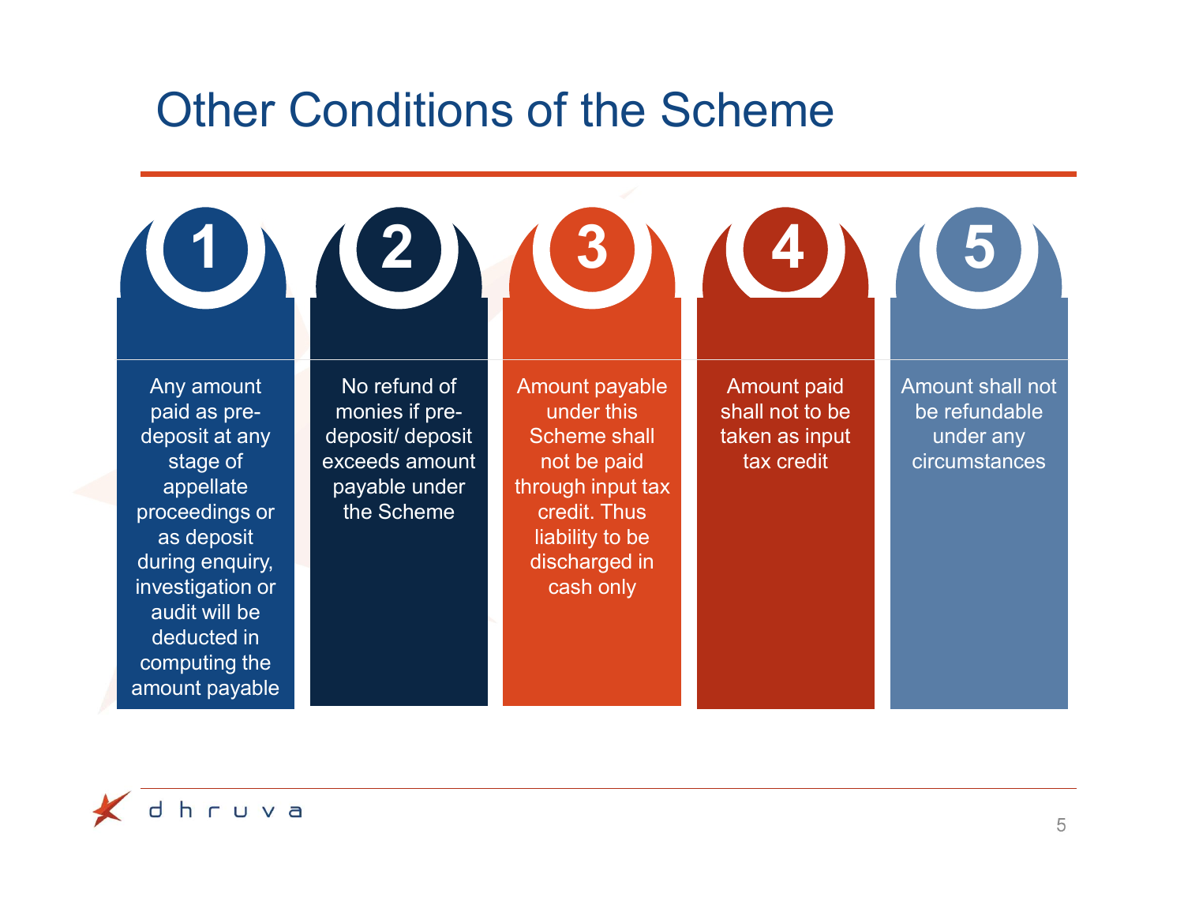# Other Conditions of the Scheme

1. Any amount paid as pre-deposit at any stage of appellate proceedings or as deposit during enquiry, investigation or audit will be deducted in computing the amount payable
2. No refund of monies if pre-deposit/ deposit exceeds amount payable under the Scheme
3. Amount payable under this Scheme shall not be paid through input tax credit. Thus liability to be discharged in cash only
4. Amount paid shall not to be taken as input tax credit
5. Amount shall not be refundable under any circumstances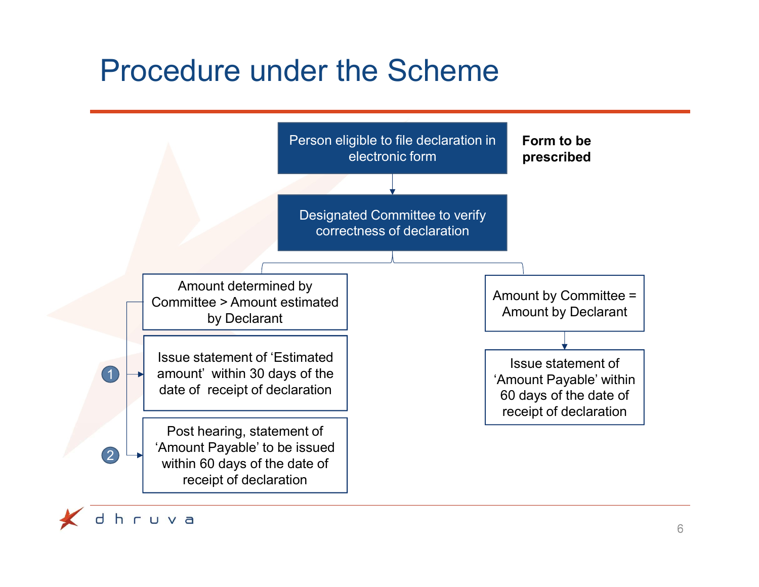# Procedure under the Scheme

Person eligible to file declaration in electronic form

**Form to be prescribed**

↓

Designated Committee to verify correctness of declaration

- Amount determined by Committee > Amount estimated by Declarant
  1. Issue statement of 'Estimated amount' within 30 days of the date of receipt of declaration
  2. Post hearing, statement of 'Amount Payable' to be issued within 60 days of the date of receipt of declaration

- Amount by Committee = Amount by Declarant
  - ↓ Issue statement of 'Amount Payable' within 60 days of the date of receipt of declaration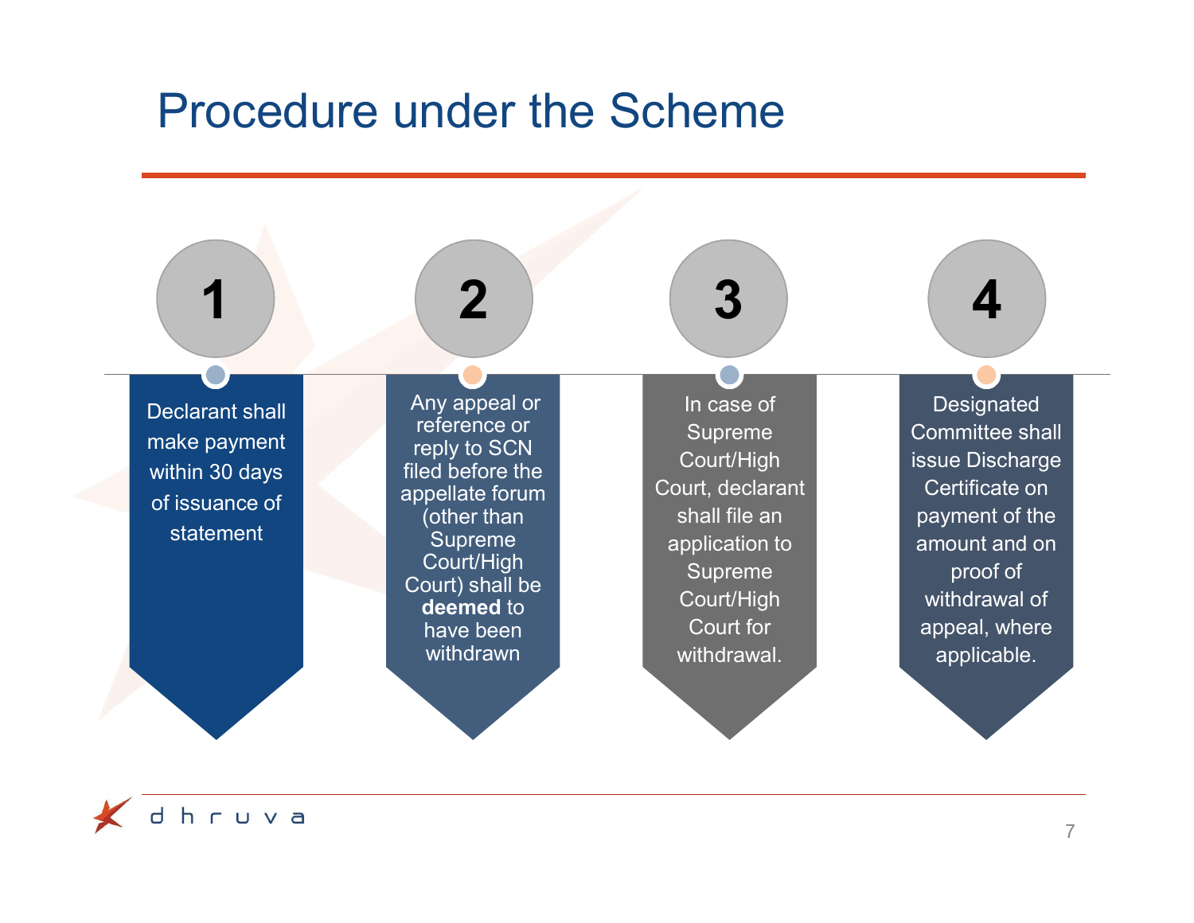# Procedure under the Scheme

1. Declarant shall make payment within 30 days of issuance of statement

2. Any appeal or reference or reply to SCN filed before the appellate forum (other than Supreme Court/High Court) shall be **deemed** to have been withdrawn

3. In case of Supreme Court/High Court, declarant shall file an application to Supreme Court/High Court for withdrawal.

4. Designated Committee shall issue Discharge Certificate on payment of the amount and on proof of withdrawal of appeal, where applicable.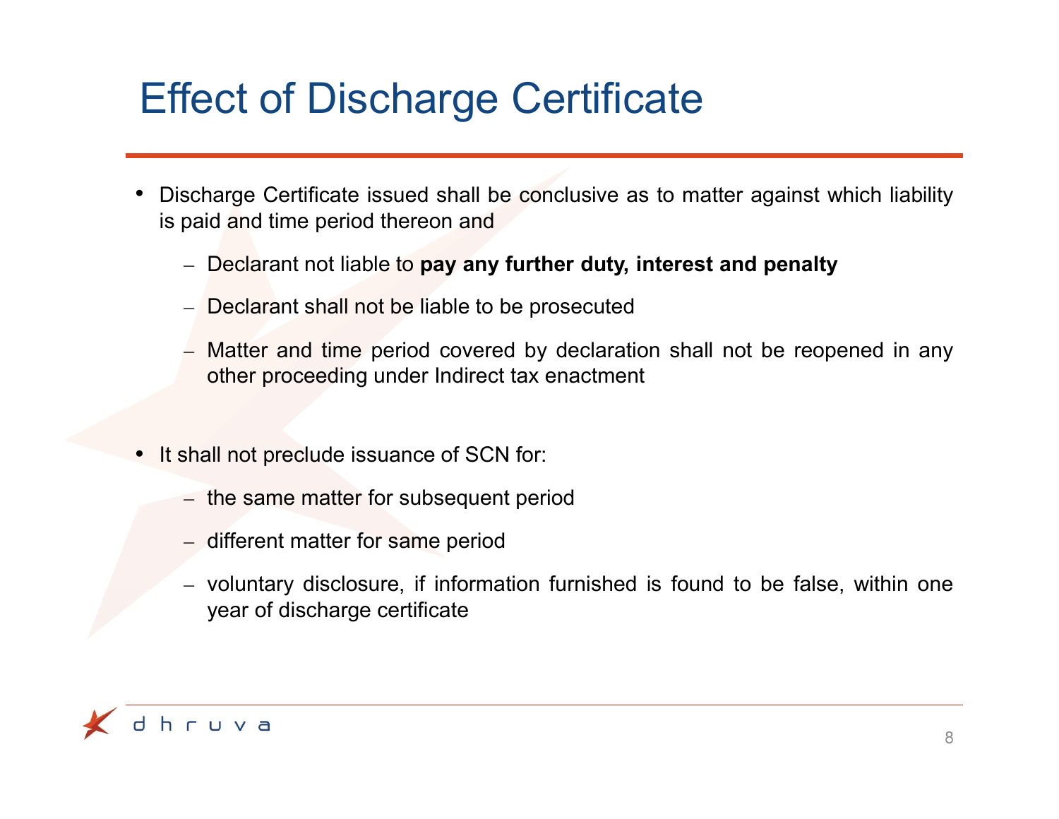# Effect of Discharge Certificate

- Discharge Certificate issued shall be conclusive as to matter against which liability is paid and time period thereon and
  - Declarant not liable to **pay any further duty, interest and penalty**
  - Declarant shall not be liable to be prosecuted
  - Matter and time period covered by declaration shall not be reopened in any other proceeding under Indirect tax enactment

- It shall not preclude issuance of SCN for:
  - the same matter for subsequent period
  - different matter for same period
  - voluntary disclosure, if information furnished is found to be false, within one year of discharge certificate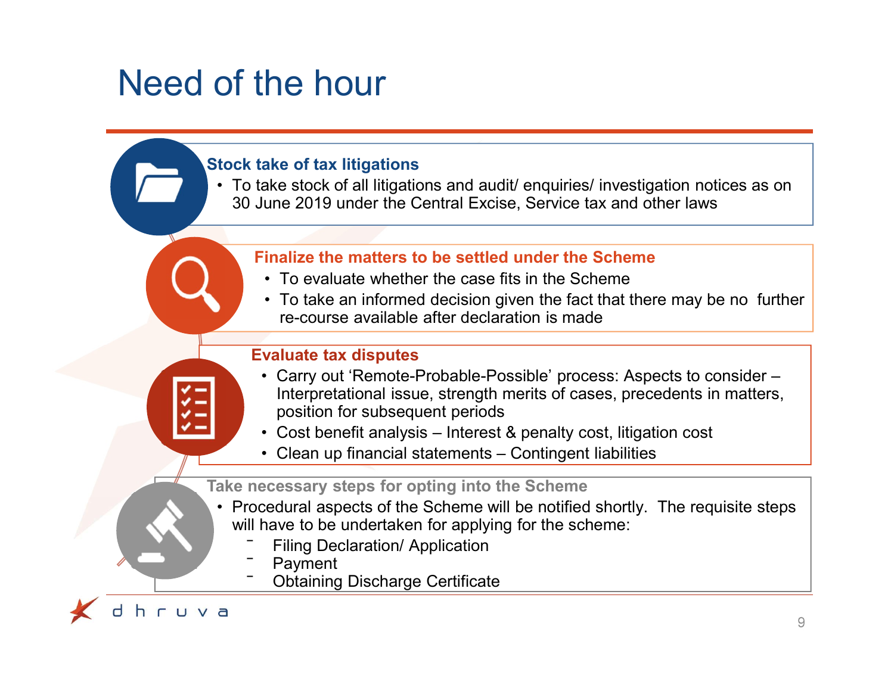# Need of the hour

**Stock take of tax litigations**

- To take stock of all litigations and audit/ enquiries/ investigation notices as on 30 June 2019 under the Central Excise, Service tax and other laws

**Finalize the matters to be settled under the Scheme**

- To evaluate whether the case fits in the Scheme
- To take an informed decision given the fact that there may be no further re-course available after declaration is made

**Evaluate tax disputes**

- Carry out 'Remote-Probable-Possible' process: Aspects to consider – Interpretational issue, strength merits of cases, precedents in matters, position for subsequent periods
- Cost benefit analysis – Interest & penalty cost, litigation cost
- Clean up financial statements – Contingent liabilities

**Take necessary steps for opting into the Scheme**

- Procedural aspects of the Scheme will be notified shortly. The requisite steps will have to be undertaken for applying for the scheme:
  - Filing Declaration/ Application
  - Payment
  - Obtaining Discharge Certificate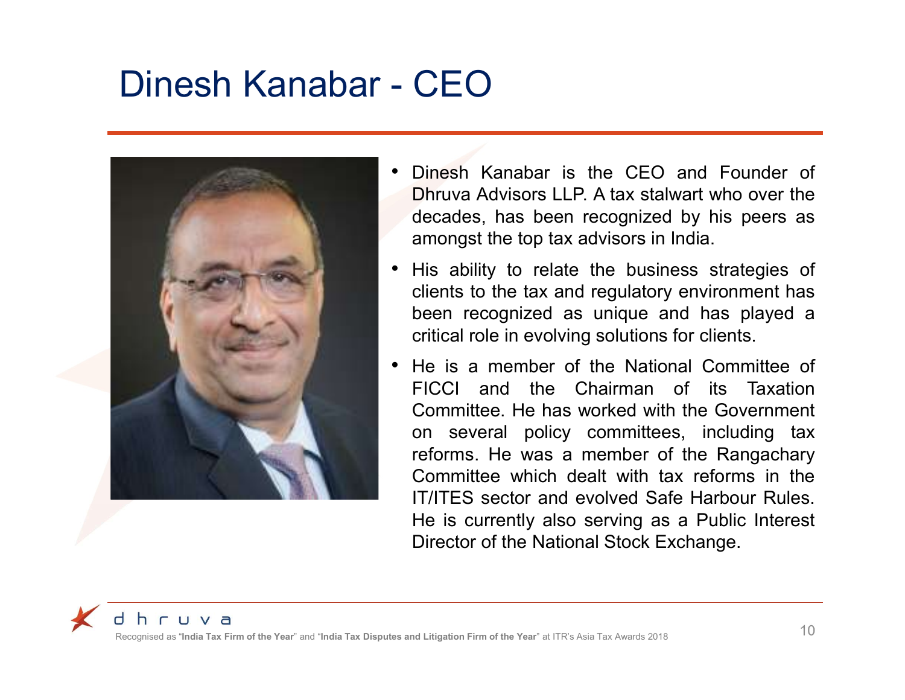# Dinesh Kanabar - CEO

- Dinesh Kanabar is the CEO and Founder of Dhruva Advisors LLP. A tax stalwart who over the decades, has been recognized by his peers as amongst the top tax advisors in India.
- His ability to relate the business strategies of clients to the tax and regulatory environment has been recognized as unique and has played a critical role in evolving solutions for clients.
- He is a member of the National Committee of FICCI and the Chairman of its Taxation Committee. He has worked with the Government on several policy committees, including tax reforms. He was a member of the Rangachary Committee which dealt with tax reforms in the IT/ITES sector and evolved Safe Harbour Rules. He is currently also serving as a Public Interest Director of the National Stock Exchange.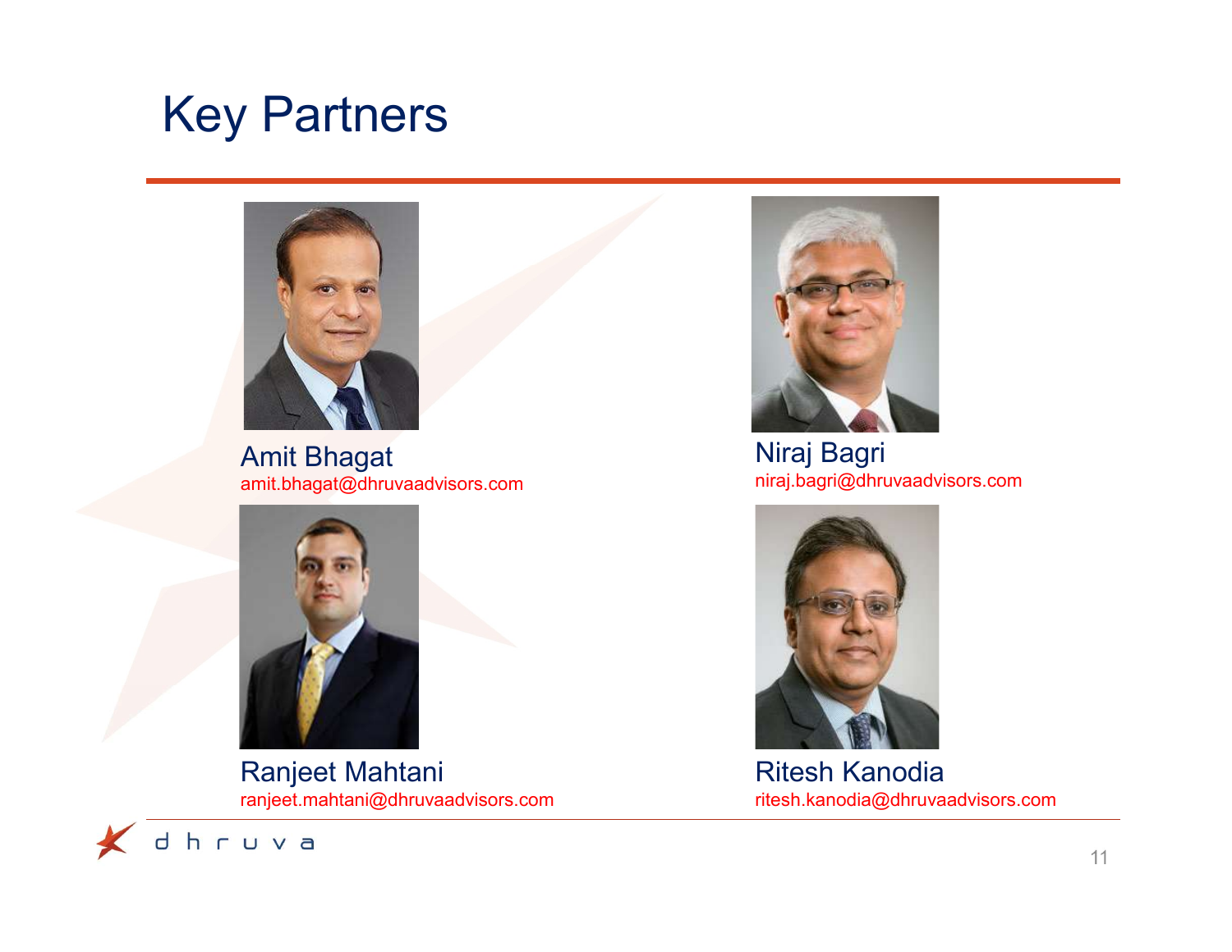# Key Partners

Amit Bhagat
amit.bhagat@dhruvaadvisors.com

Niraj Bagri
niraj.bagri@dhruvaadvisors.com

Ranjeet Mahtani
ranjeet.mahtani@dhruvaadvisors.com

Ritesh Kanodia
ritesh.kanodia@dhruvaadvisors.com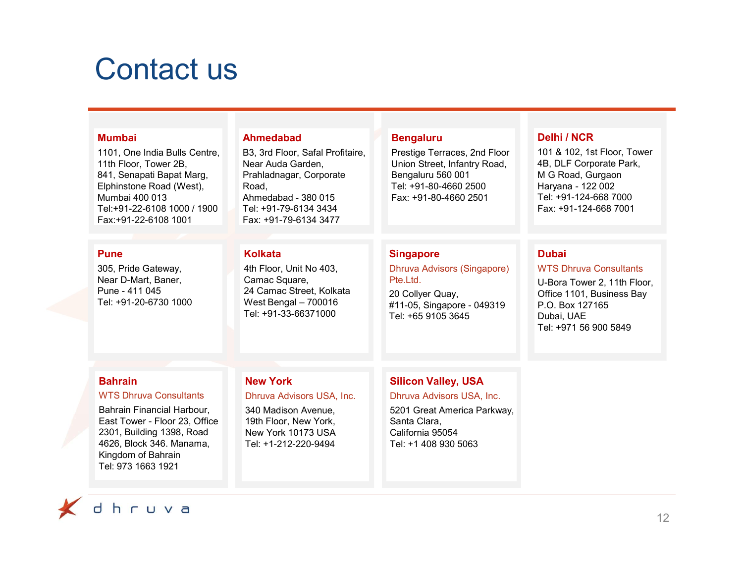# Contact us

**Mumbai**

1101, One India Bulls Centre,
11th Floor, Tower 2B,
841, Senapati Bapat Marg,
Elphinstone Road (West),
Mumbai 400 013
Tel:+91-22-6108 1000 / 1900
Fax:+91-22-6108 1001

**Ahmedabad**

B3, 3rd Floor, Safal Profitaire,
Near Auda Garden,
Prahladnagar, Corporate
Road,
Ahmedabad - 380 015
Tel: +91-79-6134 3434
Fax: +91-79-6134 3477

**Bengaluru**

Prestige Terraces, 2nd Floor
Union Street, Infantry Road,
Bengaluru 560 001
Tel: +91-80-4660 2500
Fax: +91-80-4660 2501

**Delhi / NCR**

101 & 102, 1st Floor, Tower
4B, DLF Corporate Park,
M G Road, Gurgaon
Haryana - 122 002
Tel: +91-124-668 7000
Fax: +91-124-668 7001

**Pune**

305, Pride Gateway,
Near D-Mart, Baner,
Pune - 411 045
Tel: +91-20-6730 1000

**Kolkata**

4th Floor, Unit No 403,
Camac Square,
24 Camac Street, Kolkata
West Bengal – 700016
Tel: +91-33-66371000

**Singapore**

Dhruva Advisors (Singapore) Pte.Ltd.

20 Collyer Quay,
#11-05, Singapore - 049319
Tel: +65 9105 3645

**Dubai**

WTS Dhruva Consultants

U-Bora Tower 2, 11th Floor,
Office 1101, Business Bay
P.O. Box 127165
Dubai, UAE
Tel: +971 56 900 5849

**Bahrain**

WTS Dhruva Consultants

Bahrain Financial Harbour,
East Tower - Floor 23, Office
2301, Building 1398, Road
4626, Block 346. Manama,
Kingdom of Bahrain
Tel: 973 1663 1921

**New York**

Dhruva Advisors USA, Inc.

340 Madison Avenue,
19th Floor, New York,
New York 10173 USA
Tel: +1-212-220-9494

**Silicon Valley, USA**

Dhruva Advisors USA, Inc.

5201 Great America Parkway,
Santa Clara,
California 95054
Tel: +1 408 930 5063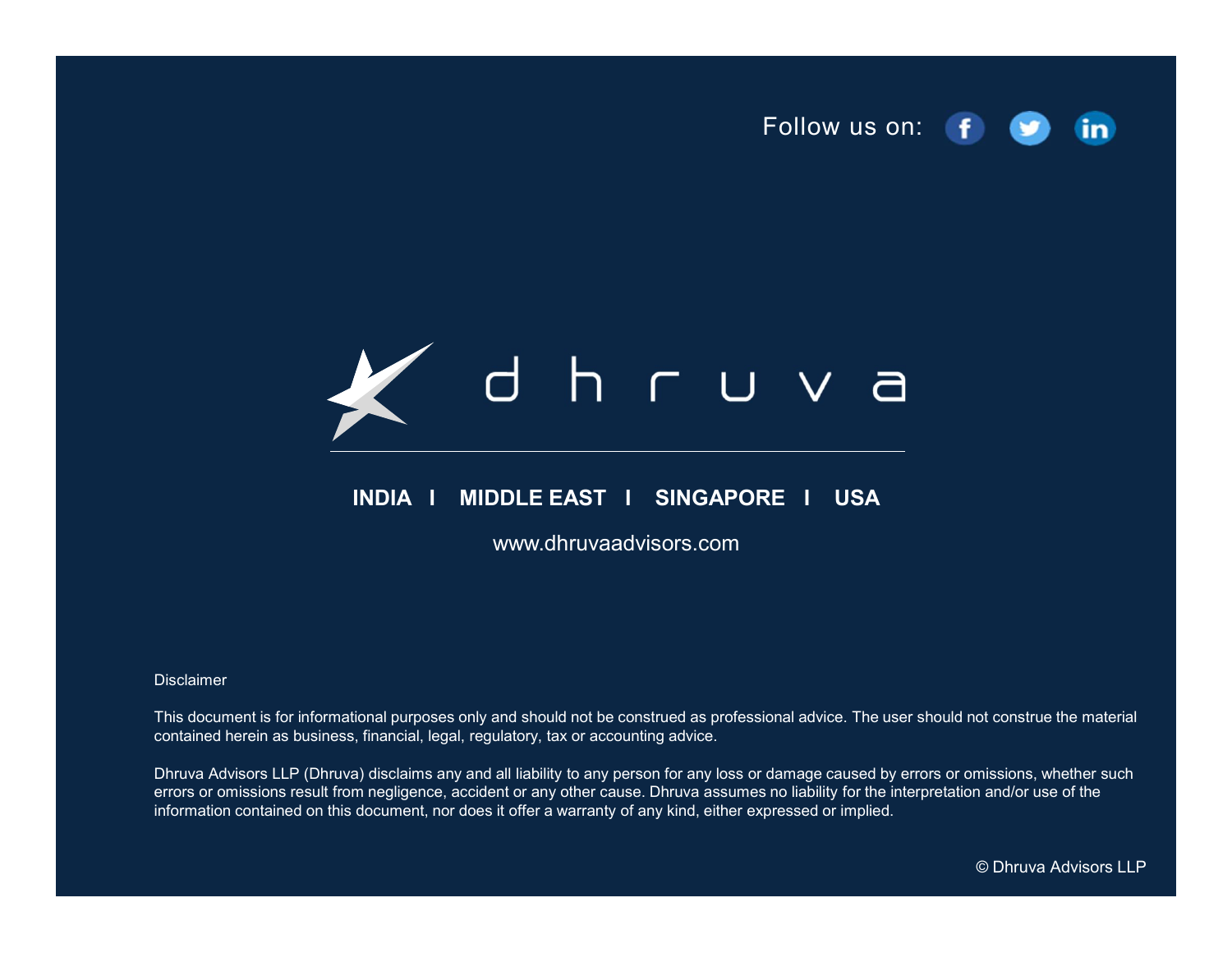Follow us on:

dhruva

**INDIA I MIDDLE EAST I SINGAPORE I USA**

www.dhruvaadvisors.com

Disclaimer

This document is for informational purposes only and should not be construed as professional advice. The user should not construe the material contained herein as business, financial, legal, regulatory, tax or accounting advice.

Dhruva Advisors LLP (Dhruva) disclaims any and all liability to any person for any loss or damage caused by errors or omissions, whether such errors or omissions result from negligence, accident or any other cause. Dhruva assumes no liability for the interpretation and/or use of the information contained on this document, nor does it offer a warranty of any kind, either expressed or implied.

© Dhruva Advisors LLP